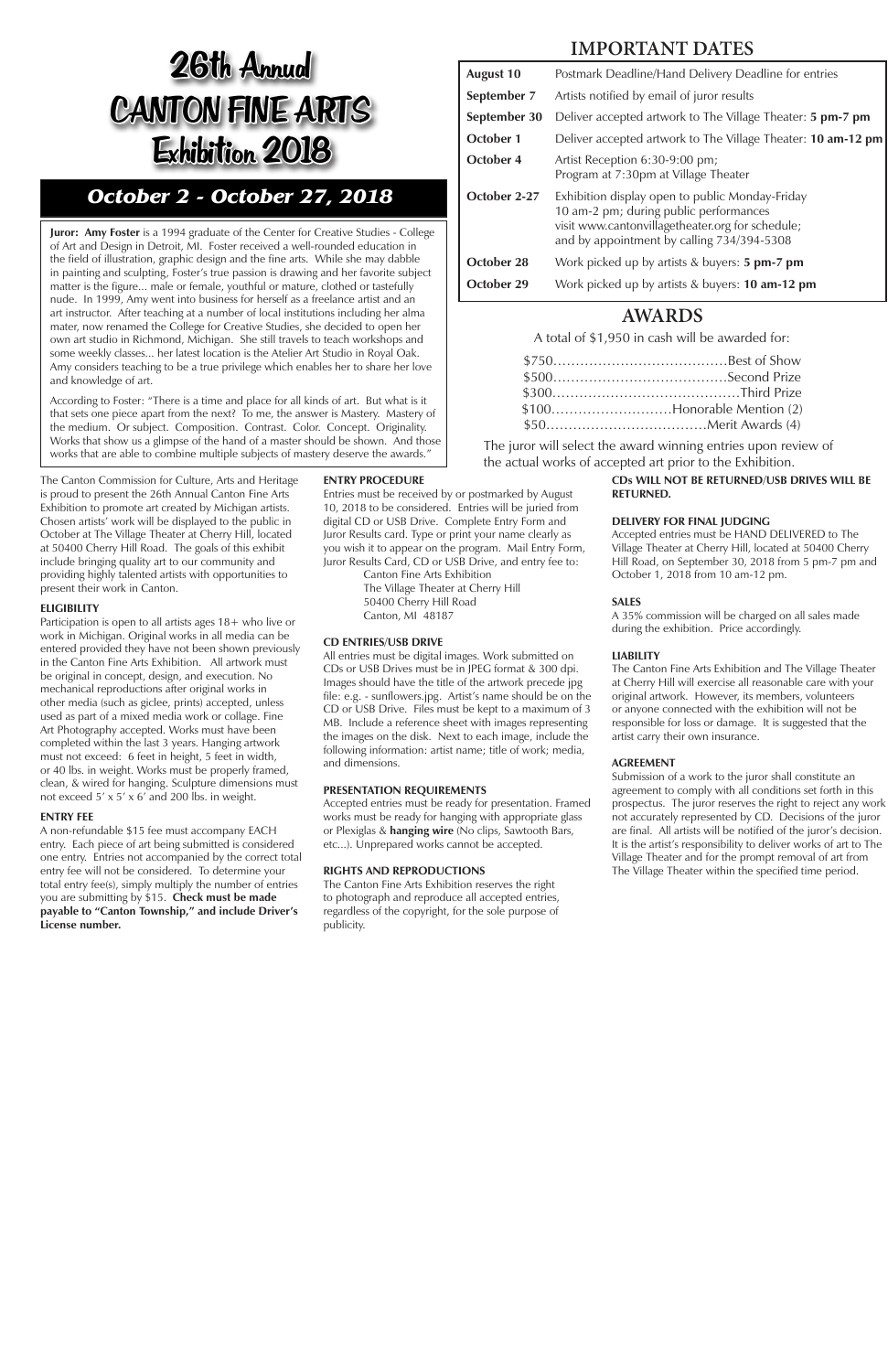# 26th Annual CANTON FINE ARTS Exhibition 2018

## *October 2 - October 27, 2018*

**Juror: Amy Foster** is a 1994 graduate of the Center for Creative Studies - College of Art and Design in Detroit, MI. Foster received a well-rounded education in the field of illustration, graphic design and the fine arts. While she may dabble in painting and sculpting, Foster's true passion is drawing and her favorite subject matter is the figure... male or female, youthful or mature, clothed or tastefully nude. In 1999, Amy went into business for herself as a freelance artist and an art instructor. After teaching at a number of local institutions including her alma mater, now renamed the College for Creative Studies, she decided to open her own art studio in Richmond, Michigan. She still travels to teach workshops and some weekly classes... her latest location is the Atelier Art Studio in Royal Oak. Amy considers teaching to be a true privilege which enables her to share her love and knowledge of art.

According to Foster: "There is a time and place for all kinds of art. But what is it that sets one piece apart from the next? To me, the answer is Mastery. Mastery of the medium. Or subject. Composition. Contrast. Color. Concept. Originality. Works that show us a glimpse of the hand of a master should be shown. And those works that are able to combine multiple subjects of mastery deserve the awards."

## IMPORTANT DATES

| | |
|---|---|
| **August 10** | Postmark Deadline/Hand Delivery Deadline for entries |
| **September 7** | Artists notified by email of juror results |
| **September 30** | Deliver accepted artwork to The Village Theater: **5 pm-7 pm** |
| **October 1** | Deliver accepted artwork to The Village Theater: **10 am-12 pm** |
| **October 4** | Artist Reception 6:30-9:00 pm; Program at 7:30pm at Village Theater |
| **October 2-27** | Exhibition display open to public Monday-Friday 10 am-2 pm; during public performances visit www.cantonvillagetheater.org for schedule; and by appointment by calling 734/394-5308 |
| **October 28** | Work picked up by artists & buyers: **5 pm-7 pm** |
| **October 29** | Work picked up by artists & buyers: **10 am-12 pm** |

## AWARDS

A total of $1,950 in cash will be awarded for:

- $750……………………………Best of Show
- $500……………………………Second Prize
- $300……………………………Third Prize
- $100……………………………Honorable Mention (2)
- $50……………………………Merit Awards (4)

The juror will select the award winning entries upon review of the actual works of accepted art prior to the Exhibition.

The Canton Commission for Culture, Arts and Heritage is proud to present the 26th Annual Canton Fine Arts Exhibition to promote art created by Michigan artists. Chosen artists' work will be displayed to the public in October at The Village Theater at Cherry Hill, located at 50400 Cherry Hill Road. The goals of this exhibit include bringing quality art to our community and providing highly talented artists with opportunities to present their work in Canton.

### ELIGIBILITY

Participation is open to all artists ages 18+ who live or work in Michigan. Original works in all media can be entered provided they have not been shown previously in the Canton Fine Arts Exhibition. All artwork must be original in concept, design, and execution. No mechanical reproductions after original works in other media (such as giclee, prints) accepted, unless used as part of a mixed media work or collage. Fine Art Photography accepted. Works must have been completed within the last 3 years. Hanging artwork must not exceed: 6 feet in height, 5 feet in width, or 40 lbs. in weight. Works must be properly framed, clean, & wired for hanging. Sculpture dimensions must not exceed 5' x 5' x 6' and 200 lbs. in weight.

### ENTRY FEE

A non-refundable $15 fee must accompany EACH entry. Each piece of art being submitted is considered one entry. Entries not accompanied by the correct total entry fee will not be considered. To determine your total entry fee(s), simply multiply the number of entries you are submitting by $15. **Check must be made payable to "Canton Township," and include Driver's License number.**

### ENTRY PROCEDURE

Entries must be received by or postmarked by August 10, 2018 to be considered. Entries will be juried from digital CD or USB Drive. Complete Entry Form and Juror Results card. Type or print your name clearly as you wish it to appear on the program. Mail Entry Form, Juror Results Card, CD or USB Drive, and entry fee to:

Canton Fine Arts Exhibition
The Village Theater at Cherry Hill
50400 Cherry Hill Road
Canton, MI 48187

### CD ENTRIES/USB DRIVE

All entries must be digital images. Work submitted on CDs or USB Drives must be in JPEG format & 300 dpi. Images should have the title of the artwork precede jpg file: e.g. - sunflowers.jpg. Artist's name should be on the CD or USB Drive. Files must be kept to a maximum of 3 MB. Include a reference sheet with images representing the images on the disk. Next to each image, include the following information: artist name; title of work; media, and dimensions.

### PRESENTATION REQUIREMENTS

Accepted entries must be ready for presentation. Framed works must be ready for hanging with appropriate glass or Plexiglas & **hanging wire** (No clips, Sawtooth Bars, etc...). Unprepared works cannot be accepted.

### RIGHTS AND REPRODUCTIONS

The Canton Fine Arts Exhibition reserves the right to photograph and reproduce all accepted entries, regardless of the copyright, for the sole purpose of publicity.

**CDs WILL NOT BE RETURNED/USB DRIVES WILL BE RETURNED.**

### DELIVERY FOR FINAL JUDGING

Accepted entries must be HAND DELIVERED to The Village Theater at Cherry Hill, located at 50400 Cherry Hill Road, on September 30, 2018 from 5 pm-7 pm and October 1, 2018 from 10 am-12 pm.

### SALES

A 35% commission will be charged on all sales made during the exhibition. Price accordingly.

### LIABILITY

The Canton Fine Arts Exhibition and The Village Theater at Cherry Hill will exercise all reasonable care with your original artwork. However, its members, volunteers or anyone connected with the exhibition will not be responsible for loss or damage. It is suggested that the artist carry their own insurance.

### AGREEMENT

Submission of a work to the juror shall constitute an agreement to comply with all conditions set forth in this prospectus. The juror reserves the right to reject any work not accurately represented by CD. Decisions of the juror are final. All artists will be notified of the juror's decision. It is the artist's responsibility to deliver works of art to The Village Theater and for the prompt removal of art from The Village Theater within the specified time period.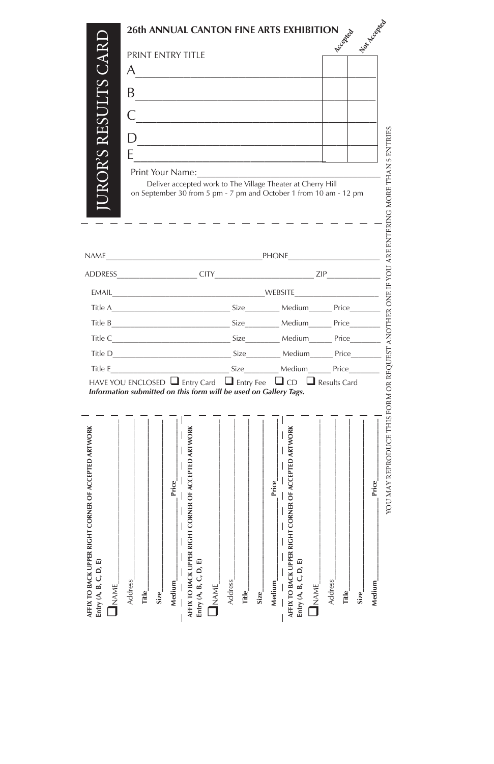# JUROR'S RESULTS CARD

## 26th ANNUAL CANTON FINE ARTS EXHIBITION

PRINT ENTRY TITLE

| | Accepted | Not Accepted |
|---|---|---|
| A____________________________ | | |
| B____________________________ | | |
| C____________________________ | | |
| D____________________________ | | |
| E____________________________ | | |

Print Your Name:____________________________

Deliver accepted work to The Village Theater at Cherry Hill on September 30 from 5 pm - 7 pm and October 1 from 10 am - 12 pm

---

NAME________________________________ PHONE____________________

ADDRESS__________________ CITY______________________ ZIP____________

EMAIL________________________________ WEBSITE____________________

Title A__________________________ Size________ Medium______ Price________

Title B__________________________ Size________ Medium______ Price________

Title C__________________________ Size________ Medium______ Price________

Title D__________________________ Size________ Medium______ Price________

Title E__________________________ Size________ Medium______ Price________

HAVE YOU ENCLOSED ☐ Entry Card ☐ Entry Fee ☐ CD ☐ Results Card

***Information submitted on this form will be used on Gallery Tags.***

---

**AFFIX TO BACK UPPER RIGHT CORNER OF ACCEPTED ARTWORK**
**Entry (A, B, C, D, E)**
☐ NAME____________________
Address____________________
**Title**____________________
**Size**____________________
**Medium**__________ **Price**__________

**AFFIX TO BACK UPPER RIGHT CORNER OF ACCEPTED ARTWORK**
**Entry (A, B, C, D, E)**
☐ NAME____________________
Address____________________
**Title**____________________
**Size**____________________
**Medium**__________ **Price**__________

**AFFIX TO BACK UPPER RIGHT CORNER OF ACCEPTED ARTWORK**
**Entry (A, B, C, D, E)**
☐ NAME____________________
Address____________________
**Title**____________________
**Size**____________________
**Medium**__________ **Price**__________

YOU MAY REPRODUCE THIS FORM OR REQUEST ANOTHER ONE IF YOU ARE ENTERING MORE THAN 5 ENTRIES